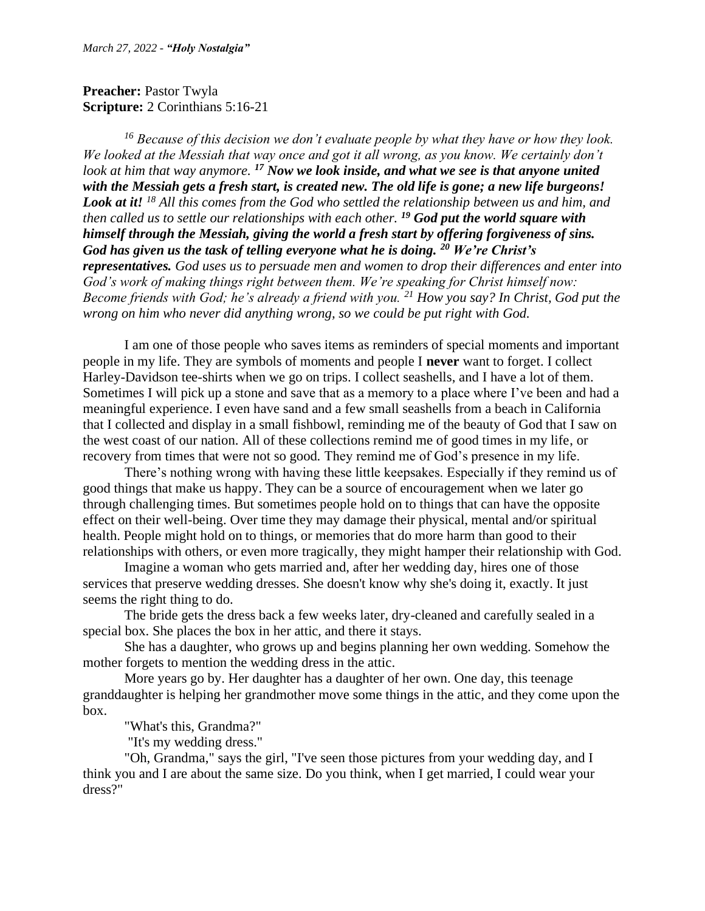*March 27, 2022 - **"Holy Nostalgia"***

**Preacher:** Pastor Twyla
**Scripture:** 2 Corinthians 5:16-21

*[16] Because of this decision we don't evaluate people by what they have or how they look. We looked at the Messiah that way once and got it all wrong, as you know. We certainly don't look at him that way anymore.* ***[17] Now we look inside, and what we see is that anyone united with the Messiah gets a fresh start, is created new. The old life is gone; a new life burgeons! Look at it!*** *[18] All this comes from the God who settled the relationship between us and him, and then called us to settle our relationships with each other.* ***[19] God put the world square with himself through the Messiah, giving the world a fresh start by offering forgiveness of sins. God has given us the task of telling everyone what he is doing. [20] We're Christ's representatives.*** *God uses us to persuade men and women to drop their differences and enter into God's work of making things right between them. We're speaking for Christ himself now: Become friends with God; he's already a friend with you. [21] How you say? In Christ, God put the wrong on him who never did anything wrong, so we could be put right with God.*

I am one of those people who saves items as reminders of special moments and important people in my life. They are symbols of moments and people I **never** want to forget. I collect Harley-Davidson tee-shirts when we go on trips. I collect seashells, and I have a lot of them. Sometimes I will pick up a stone and save that as a memory to a place where I've been and had a meaningful experience. I even have sand and a few small seashells from a beach in California that I collected and display in a small fishbowl, reminding me of the beauty of God that I saw on the west coast of our nation. All of these collections remind me of good times in my life, or recovery from times that were not so good. They remind me of God's presence in my life.

There's nothing wrong with having these little keepsakes. Especially if they remind us of good things that make us happy. They can be a source of encouragement when we later go through challenging times. But sometimes people hold on to things that can have the opposite effect on their well-being. Over time they may damage their physical, mental and/or spiritual health. People might hold on to things, or memories that do more harm than good to their relationships with others, or even more tragically, they might hamper their relationship with God.

Imagine a woman who gets married and, after her wedding day, hires one of those services that preserve wedding dresses. She doesn't know why she's doing it, exactly. It just seems the right thing to do.

The bride gets the dress back a few weeks later, dry-cleaned and carefully sealed in a special box. She places the box in her attic, and there it stays.

She has a daughter, who grows up and begins planning her own wedding. Somehow the mother forgets to mention the wedding dress in the attic.

More years go by. Her daughter has a daughter of her own. One day, this teenage granddaughter is helping her grandmother move some things in the attic, and they come upon the box.

"What's this, Grandma?"

"It's my wedding dress."

"Oh, Grandma," says the girl, "I've seen those pictures from your wedding day, and I think you and I are about the same size. Do you think, when I get married, I could wear your dress?"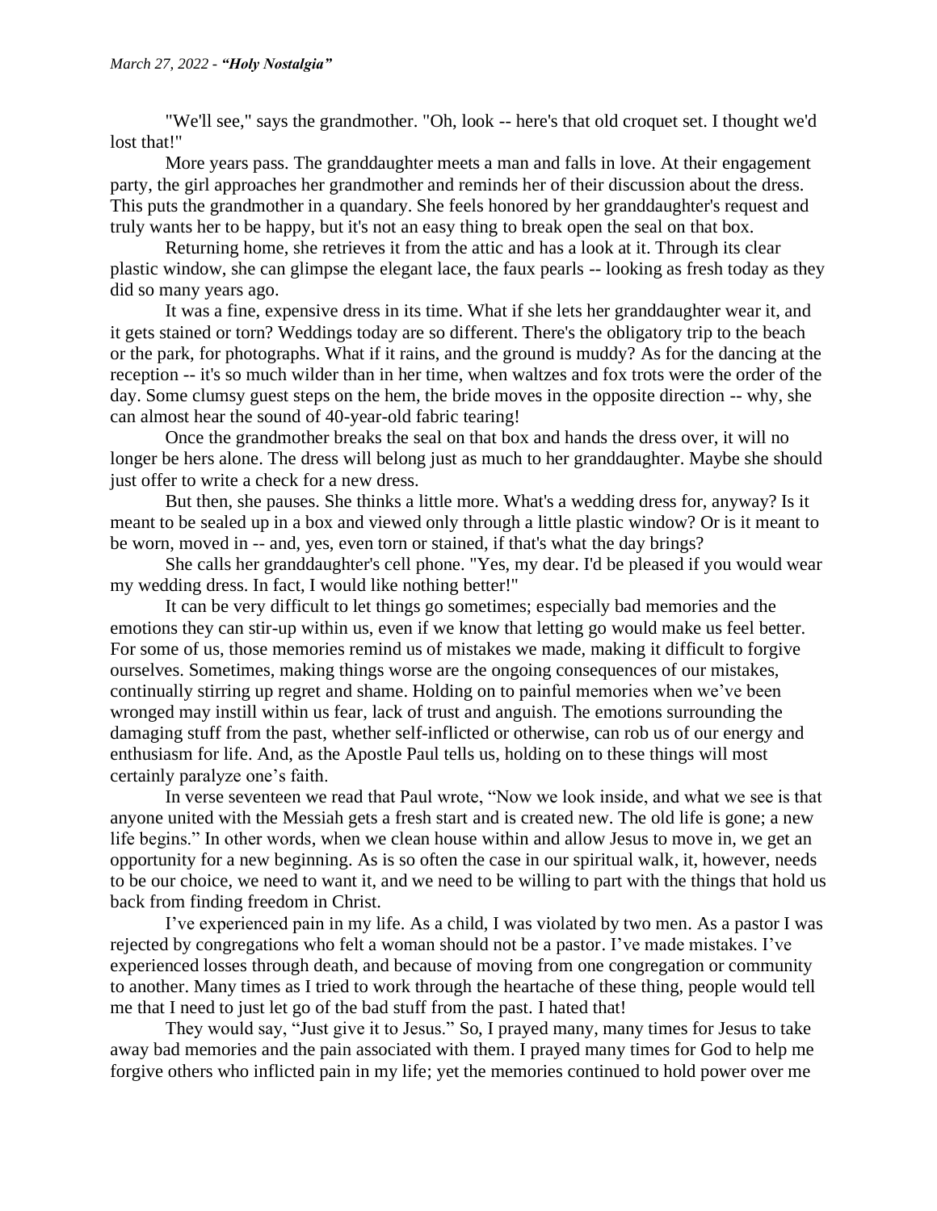"We'll see," says the grandmother. "Oh, look -- here's that old croquet set. I thought we'd lost that!"

More years pass. The granddaughter meets a man and falls in love. At their engagement party, the girl approaches her grandmother and reminds her of their discussion about the dress. This puts the grandmother in a quandary. She feels honored by her granddaughter's request and truly wants her to be happy, but it's not an easy thing to break open the seal on that box.

Returning home, she retrieves it from the attic and has a look at it. Through its clear plastic window, she can glimpse the elegant lace, the faux pearls -- looking as fresh today as they did so many years ago.

It was a fine, expensive dress in its time. What if she lets her granddaughter wear it, and it gets stained or torn? Weddings today are so different. There's the obligatory trip to the beach or the park, for photographs. What if it rains, and the ground is muddy? As for the dancing at the reception -- it's so much wilder than in her time, when waltzes and fox trots were the order of the day. Some clumsy guest steps on the hem, the bride moves in the opposite direction -- why, she can almost hear the sound of 40-year-old fabric tearing!

Once the grandmother breaks the seal on that box and hands the dress over, it will no longer be hers alone. The dress will belong just as much to her granddaughter. Maybe she should just offer to write a check for a new dress.

But then, she pauses. She thinks a little more. What's a wedding dress for, anyway? Is it meant to be sealed up in a box and viewed only through a little plastic window? Or is it meant to be worn, moved in -- and, yes, even torn or stained, if that's what the day brings?

She calls her granddaughter's cell phone. "Yes, my dear. I'd be pleased if you would wear my wedding dress. In fact, I would like nothing better!"

It can be very difficult to let things go sometimes; especially bad memories and the emotions they can stir-up within us, even if we know that letting go would make us feel better. For some of us, those memories remind us of mistakes we made, making it difficult to forgive ourselves. Sometimes, making things worse are the ongoing consequences of our mistakes, continually stirring up regret and shame. Holding on to painful memories when we've been wronged may instill within us fear, lack of trust and anguish. The emotions surrounding the damaging stuff from the past, whether self-inflicted or otherwise, can rob us of our energy and enthusiasm for life. And, as the Apostle Paul tells us, holding on to these things will most certainly paralyze one's faith.

In verse seventeen we read that Paul wrote, "Now we look inside, and what we see is that anyone united with the Messiah gets a fresh start and is created new. The old life is gone; a new life begins." In other words, when we clean house within and allow Jesus to move in, we get an opportunity for a new beginning. As is so often the case in our spiritual walk, it, however, needs to be our choice, we need to want it, and we need to be willing to part with the things that hold us back from finding freedom in Christ.

I've experienced pain in my life. As a child, I was violated by two men. As a pastor I was rejected by congregations who felt a woman should not be a pastor. I've made mistakes. I've experienced losses through death, and because of moving from one congregation or community to another. Many times as I tried to work through the heartache of these thing, people would tell me that I need to just let go of the bad stuff from the past. I hated that!

They would say, "Just give it to Jesus." So, I prayed many, many times for Jesus to take away bad memories and the pain associated with them. I prayed many times for God to help me forgive others who inflicted pain in my life; yet the memories continued to hold power over me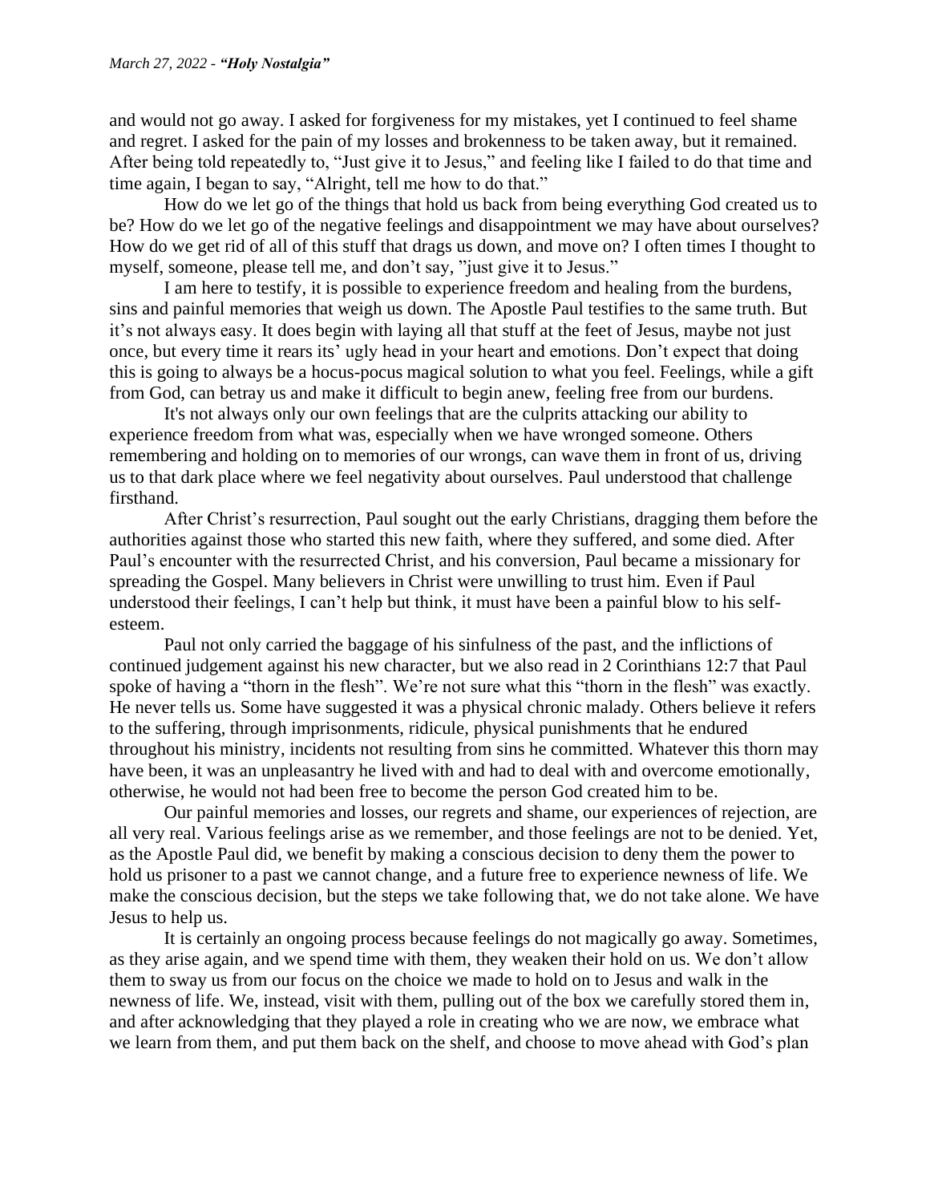and would not go away. I asked for forgiveness for my mistakes, yet I continued to feel shame and regret. I asked for the pain of my losses and brokenness to be taken away, but it remained. After being told repeatedly to, "Just give it to Jesus," and feeling like I failed to do that time and time again, I began to say, "Alright, tell me how to do that."

How do we let go of the things that hold us back from being everything God created us to be? How do we let go of the negative feelings and disappointment we may have about ourselves? How do we get rid of all of this stuff that drags us down, and move on? I often times I thought to myself, someone, please tell me, and don't say, "just give it to Jesus."

I am here to testify, it is possible to experience freedom and healing from the burdens, sins and painful memories that weigh us down. The Apostle Paul testifies to the same truth. But it's not always easy. It does begin with laying all that stuff at the feet of Jesus, maybe not just once, but every time it rears its' ugly head in your heart and emotions. Don't expect that doing this is going to always be a hocus-pocus magical solution to what you feel. Feelings, while a gift from God, can betray us and make it difficult to begin anew, feeling free from our burdens.

It's not always only our own feelings that are the culprits attacking our ability to experience freedom from what was, especially when we have wronged someone. Others remembering and holding on to memories of our wrongs, can wave them in front of us, driving us to that dark place where we feel negativity about ourselves. Paul understood that challenge firsthand.

After Christ's resurrection, Paul sought out the early Christians, dragging them before the authorities against those who started this new faith, where they suffered, and some died. After Paul's encounter with the resurrected Christ, and his conversion, Paul became a missionary for spreading the Gospel. Many believers in Christ were unwilling to trust him. Even if Paul understood their feelings, I can't help but think, it must have been a painful blow to his self-esteem.

Paul not only carried the baggage of his sinfulness of the past, and the inflictions of continued judgement against his new character, but we also read in 2 Corinthians 12:7 that Paul spoke of having a "thorn in the flesh". We're not sure what this "thorn in the flesh" was exactly. He never tells us. Some have suggested it was a physical chronic malady. Others believe it refers to the suffering, through imprisonments, ridicule, physical punishments that he endured throughout his ministry, incidents not resulting from sins he committed. Whatever this thorn may have been, it was an unpleasantry he lived with and had to deal with and overcome emotionally, otherwise, he would not had been free to become the person God created him to be.

Our painful memories and losses, our regrets and shame, our experiences of rejection, are all very real. Various feelings arise as we remember, and those feelings are not to be denied. Yet, as the Apostle Paul did, we benefit by making a conscious decision to deny them the power to hold us prisoner to a past we cannot change, and a future free to experience newness of life. We make the conscious decision, but the steps we take following that, we do not take alone. We have Jesus to help us.

It is certainly an ongoing process because feelings do not magically go away. Sometimes, as they arise again, and we spend time with them, they weaken their hold on us. We don't allow them to sway us from our focus on the choice we made to hold on to Jesus and walk in the newness of life. We, instead, visit with them, pulling out of the box we carefully stored them in, and after acknowledging that they played a role in creating who we are now, we embrace what we learn from them, and put them back on the shelf, and choose to move ahead with God's plan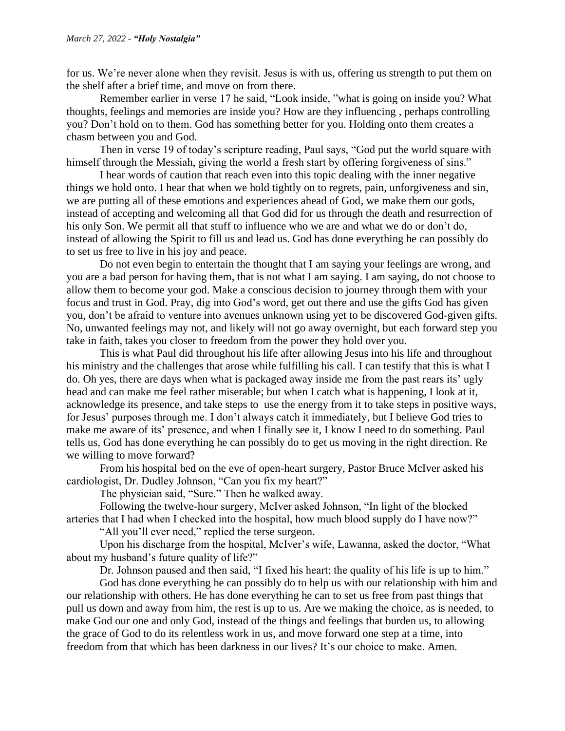for us. We're never alone when they revisit. Jesus is with us, offering us strength to put them on the shelf after a brief time, and move on from there.

Remember earlier in verse 17 he said, "Look inside, "what is going on inside you? What thoughts, feelings and memories are inside you? How are they influencing , perhaps controlling you? Don't hold on to them. God has something better for you. Holding onto them creates a chasm between you and God.

Then in verse 19 of today's scripture reading, Paul says, "God put the world square with himself through the Messiah, giving the world a fresh start by offering forgiveness of sins."

I hear words of caution that reach even into this topic dealing with the inner negative things we hold onto. I hear that when we hold tightly on to regrets, pain, unforgiveness and sin, we are putting all of these emotions and experiences ahead of God, we make them our gods, instead of accepting and welcoming all that God did for us through the death and resurrection of his only Son. We permit all that stuff to influence who we are and what we do or don't do, instead of allowing the Spirit to fill us and lead us. God has done everything he can possibly do to set us free to live in his joy and peace.

Do not even begin to entertain the thought that I am saying your feelings are wrong, and you are a bad person for having them, that is not what I am saying. I am saying, do not choose to allow them to become your god. Make a conscious decision to journey through them with your focus and trust in God. Pray, dig into God's word, get out there and use the gifts God has given you, don't be afraid to venture into avenues unknown using yet to be discovered God-given gifts. No, unwanted feelings may not, and likely will not go away overnight, but each forward step you take in faith, takes you closer to freedom from the power they hold over you.

This is what Paul did throughout his life after allowing Jesus into his life and throughout his ministry and the challenges that arose while fulfilling his call. I can testify that this is what I do. Oh yes, there are days when what is packaged away inside me from the past rears its' ugly head and can make me feel rather miserable; but when I catch what is happening, I look at it, acknowledge its presence, and take steps to use the energy from it to take steps in positive ways, for Jesus' purposes through me. I don't always catch it immediately, but I believe God tries to make me aware of its' presence, and when I finally see it, I know I need to do something. Paul tells us, God has done everything he can possibly do to get us moving in the right direction. Re we willing to move forward?

From his hospital bed on the eve of open-heart surgery, Pastor Bruce McIver asked his cardiologist, Dr. Dudley Johnson, "Can you fix my heart?"

The physician said, "Sure." Then he walked away.

Following the twelve-hour surgery, McIver asked Johnson, "In light of the blocked arteries that I had when I checked into the hospital, how much blood supply do I have now?"

"All you'll ever need," replied the terse surgeon.

Upon his discharge from the hospital, McIver's wife, Lawanna, asked the doctor, "What about my husband's future quality of life?"

Dr. Johnson paused and then said, "I fixed his heart; the quality of his life is up to him."

God has done everything he can possibly do to help us with our relationship with him and our relationship with others. He has done everything he can to set us free from past things that pull us down and away from him, the rest is up to us. Are we making the choice, as is needed, to make God our one and only God, instead of the things and feelings that burden us, to allowing the grace of God to do its relentless work in us, and move forward one step at a time, into freedom from that which has been darkness in our lives? It's our choice to make. Amen.